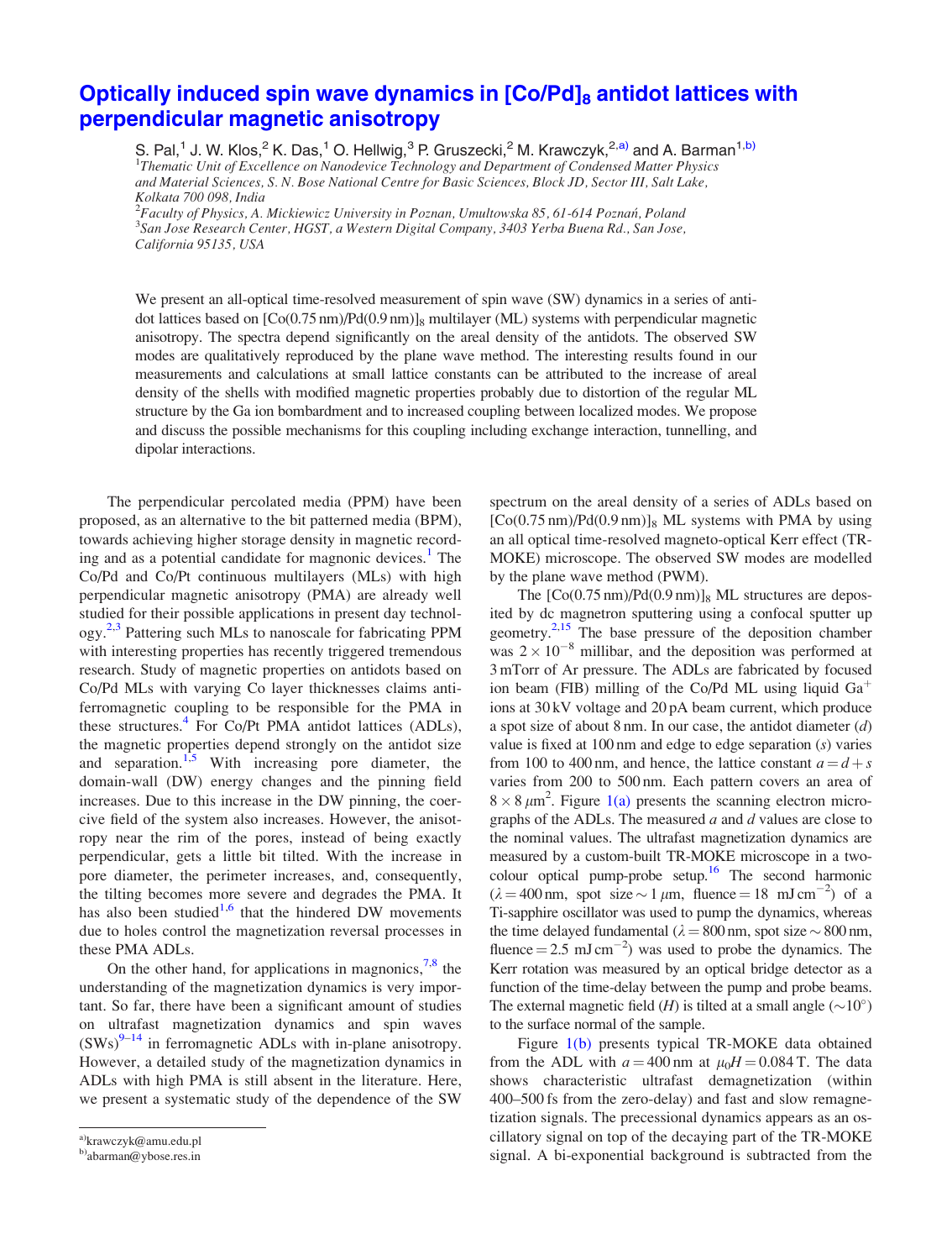# Optically induced spin wave dynamics in $[Co/Pd]_8$ antidot lattices with perpendicular magnetic anisotropy

S. Pal,[1] J. W. Klos,[2] K. Das,[1] O. Hellwig,[3] P. Gruszecki,[2] M. Krawczyk,[2,a)] and A. Barman[1,b)]

[1]Thematic Unit of Excellence on Nanodevice Technology and Department of Condensed Matter Physics and Material Sciences, S. N. Bose National Centre for Basic Sciences, Block JD, Sector III, Salt Lake, Kolkata 700 098, India

[2]Faculty of Physics, A. Mickiewicz University in Poznan, Umultowska 85, 61-614 Poznań, Poland

[3]San Jose Research Center, HGST, a Western Digital Company, 3403 Yerba Buena Rd., San Jose, California 95135, USA

We present an all-optical time-resolved measurement of spin wave (SW) dynamics in a series of antidot lattices based on $[Co(0.75\,nm)/Pd(0.9\,nm)]_8$ multilayer (ML) systems with perpendicular magnetic anisotropy. The spectra depend significantly on the areal density of the antidots. The observed SW modes are qualitatively reproduced by the plane wave method. The interesting results found in our measurements and calculations at small lattice constants can be attributed to the increase of areal density of the shells with modified magnetic properties probably due to distortion of the regular ML structure by the Ga ion bombardment and to increased coupling between localized modes. We propose and discuss the possible mechanisms for this coupling including exchange interaction, tunnelling, and dipolar interactions.

The perpendicular percolated media (PPM) have been proposed, as an alternative to the bit patterned media (BPM), towards achieving higher storage density in magnetic recording and as a potential candidate for magnonic devices.[1] The Co/Pd and Co/Pt continuous multilayers (MLs) with high perpendicular magnetic anisotropy (PMA) are already well studied for their possible applications in present day technology.[2,3] Pattering such MLs to nanoscale for fabricating PPM with interesting properties has recently triggered tremendous research. Study of magnetic properties on antidots based on Co/Pd MLs with varying Co layer thicknesses claims antiferromagnetic coupling to be responsible for the PMA in these structures.[4] For Co/Pt PMA antidot lattices (ADLs), the magnetic properties depend strongly on the antidot size and separation.[1,5] With increasing pore diameter, the domain-wall (DW) energy changes and the pinning field increases. Due to this increase in the DW pinning, the coercive field of the system also increases. However, the anisotropy near the rim of the pores, instead of being exactly perpendicular, gets a little bit tilted. With the increase in pore diameter, the perimeter increases, and, consequently, the tilting becomes more severe and degrades the PMA. It has also been studied[1,6] that the hindered DW movements due to holes control the magnetization reversal processes in these PMA ADLs.

On the other hand, for applications in magnonics,[7,8] the understanding of the magnetization dynamics is very important. So far, there have been a significant amount of studies on ultrafast magnetization dynamics and spin waves (SWs)[9–14] in ferromagnetic ADLs with in-plane anisotropy. However, a detailed study of the magnetization dynamics in ADLs with high PMA is still absent in the literature. Here, we present a systematic study of the dependence of the SW spectrum on the areal density of a series of ADLs based on $[Co(0.75\,nm)/Pd(0.9\,nm)]_8$ ML systems with PMA by using an all optical time-resolved magneto-optical Kerr effect (TR-MOKE) microscope. The observed SW modes are modelled by the plane wave method (PWM).

The $[Co(0.75\,nm)/Pd(0.9\,nm)]_8$ ML structures are deposited by dc magnetron sputtering using a confocal sputter up geometry.[2,15] The base pressure of the deposition chamber was $2 \times 10^{-8}$ millibar, and the deposition was performed at 3 mTorr of Ar pressure. The ADLs are fabricated by focused ion beam (FIB) milling of the Co/Pd ML using liquid $Ga^{+}$ ions at 30 kV voltage and 20 pA beam current, which produce a spot size of about 8 nm. In our case, the antidot diameter ($d$) value is fixed at 100 nm and edge to edge separation ($s$) varies from 100 to 400 nm, and hence, the lattice constant $a = d + s$ varies from 200 to 500 nm. Each pattern covers an area of $8 \times 8\,\mu m^2$. Figure 1(a) presents the scanning electron micrographs of the ADLs. The measured $a$ and $d$ values are close to the nominal values. The ultrafast magnetization dynamics are measured by a custom-built TR-MOKE microscope in a two-colour optical pump-probe setup.[16] The second harmonic ($\lambda = 400\,nm$, spot size $\sim 1\,\mu m$, fluence $= 18\ mJ\,cm^{-2}$) of a Ti-sapphire oscillator was used to pump the dynamics, whereas the time delayed fundamental ($\lambda = 800\,nm$, spot size $\sim 800\,nm$, fluence $= 2.5\ mJ\,cm^{-2}$) was used to probe the dynamics. The Kerr rotation was measured by an optical bridge detector as a function of the time-delay between the pump and probe beams. The external magnetic field ($H$) is tilted at a small angle ($\sim 10°$) to the surface normal of the sample.

Figure 1(b) presents typical TR-MOKE data obtained from the ADL with $a = 400\,nm$ at $\mu_0 H = 0.084\,T$. The data shows characteristic ultrafast demagnetization (within 400–500 fs from the zero-delay) and fast and slow remagnetization signals. The precessional dynamics appears as an oscillatory signal on top of the decaying part of the TR-MOKE signal. A bi-exponential background is subtracted from the

a)krawczyk@amu.edu.pl

b)abarman@ybose.res.in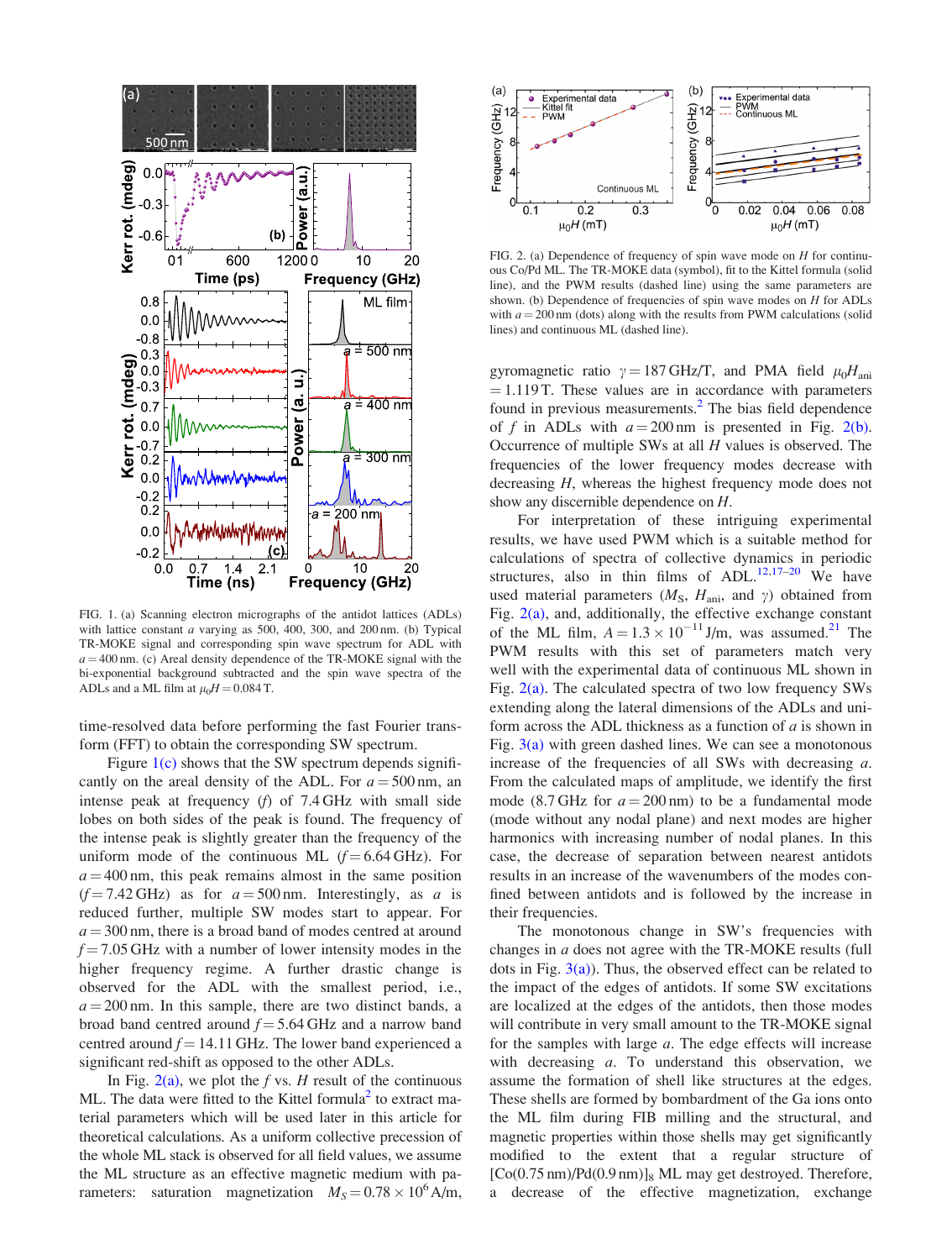FIG. 1. (a) Scanning electron micrographs of the antidot lattices (ADLs) with lattice constant $a$ varying as 500, 400, 300, and 200 nm. (b) Typical TR-MOKE signal and corresponding spin wave spectrum for ADL with $a = 400$ nm. (c) Areal density dependence of the TR-MOKE signal with the bi-exponential background subtracted and the spin wave spectra of the ADLs and a ML film at $\mu_0 H = 0.084$ T.

time-resolved data before performing the fast Fourier transform (FFT) to obtain the corresponding SW spectrum.

Figure 1(c) shows that the SW spectrum depends significantly on the areal density of the ADL. For $a = 500$ nm, an intense peak at frequency ($f$) of 7.4 GHz with small side lobes on both sides of the peak is found. The frequency of the intense peak is slightly greater than the frequency of the uniform mode of the continuous ML ($f = 6.64$ GHz). For $a = 400$ nm, this peak remains almost in the same position ($f = 7.42$ GHz) as for $a = 500$ nm. Interestingly, as $a$ is reduced further, multiple SW modes start to appear. For $a = 300$ nm, there is a broad band of modes centred at around $f = 7.05$ GHz with a number of lower intensity modes in the higher frequency regime. A further drastic change is observed for the ADL with the smallest period, i.e., $a = 200$ nm. In this sample, there are two distinct bands, a broad band centred around $f = 5.64$ GHz and a narrow band centred around $f = 14.11$ GHz. The lower band experienced a significant red-shift as opposed to the other ADLs.

In Fig. 2(a), we plot the $f$ vs. $H$ result of the continuous ML. The data were fitted to the Kittel formula[2] to extract material parameters which will be used later in this article for theoretical calculations. As a uniform collective precession of the whole ML stack is observed for all field values, we assume the ML structure as an effective magnetic medium with parameters: saturation magnetization $M_S = 0.78 \times 10^6$ A/m, gyromagnetic ratio $\gamma = 187$ GHz/T, and PMA field $\mu_0 H_{ani} = 1.119$ T. These values are in accordance with parameters found in previous measurements.[2] The bias field dependence of $f$ in ADLs with $a = 200$ nm is presented in Fig. 2(b). Occurrence of multiple SWs at all $H$ values is observed. The frequencies of the lower frequency modes decrease with decreasing $H$, whereas the highest frequency mode does not show any discernible dependence on $H$.

FIG. 2. (a) Dependence of frequency of spin wave mode on $H$ for continuous Co/Pd ML. The TR-MOKE data (symbol), fit to the Kittel formula (solid line), and the PWM results (dashed line) using the same parameters are shown. (b) Dependence of frequencies of spin wave modes on $H$ for ADLs with $a = 200$ nm (dots) along with the results from PWM calculations (solid lines) and continuous ML (dashed line).

For interpretation of these intriguing experimental results, we have used PWM which is a suitable method for calculations of spectra of collective dynamics in periodic structures, also in thin films of ADL.[12,17–20] We have used material parameters ($M_S$, $H_{ani}$, and $\gamma$) obtained from Fig. 2(a), and, additionally, the effective exchange constant of the ML film, $A = 1.3 \times 10^{-11}$ J/m, was assumed.[21] The PWM results with this set of parameters match very well with the experimental data of continuous ML shown in Fig. 2(a). The calculated spectra of two low frequency SWs extending along the lateral dimensions of the ADLs and uniform across the ADL thickness as a function of $a$ is shown in Fig. 3(a) with green dashed lines. We can see a monotonous increase of the frequencies of all SWs with decreasing $a$. From the calculated maps of amplitude, we identify the first mode (8.7 GHz for $a = 200$ nm) to be a fundamental mode (mode without any nodal plane) and next modes are higher harmonics with increasing number of nodal planes. In this case, the decrease of separation between nearest antidots results in an increase of the wavenumbers of the modes confined between antidots and is followed by the increase in their frequencies.

The monotonous change in SW's frequencies with changes in $a$ does not agree with the TR-MOKE results (full dots in Fig. 3(a)). Thus, the observed effect can be related to the impact of the edges of antidots. If some SW excitations are localized at the edges of the antidots, then those modes will contribute in very small amount to the TR-MOKE signal for the samples with large $a$. The edge effects will increase with decreasing $a$. To understand this observation, we assume the formation of shell like structures at the edges. These shells are formed by bombardment of the Ga ions onto the ML film during FIB milling and the structural, and magnetic properties within those shells may get significantly modified to the extent that a regular structure of [Co(0.75 nm)/Pd(0.9 nm)]$_8$ ML may get destroyed. Therefore, a decrease of the effective magnetization, exchange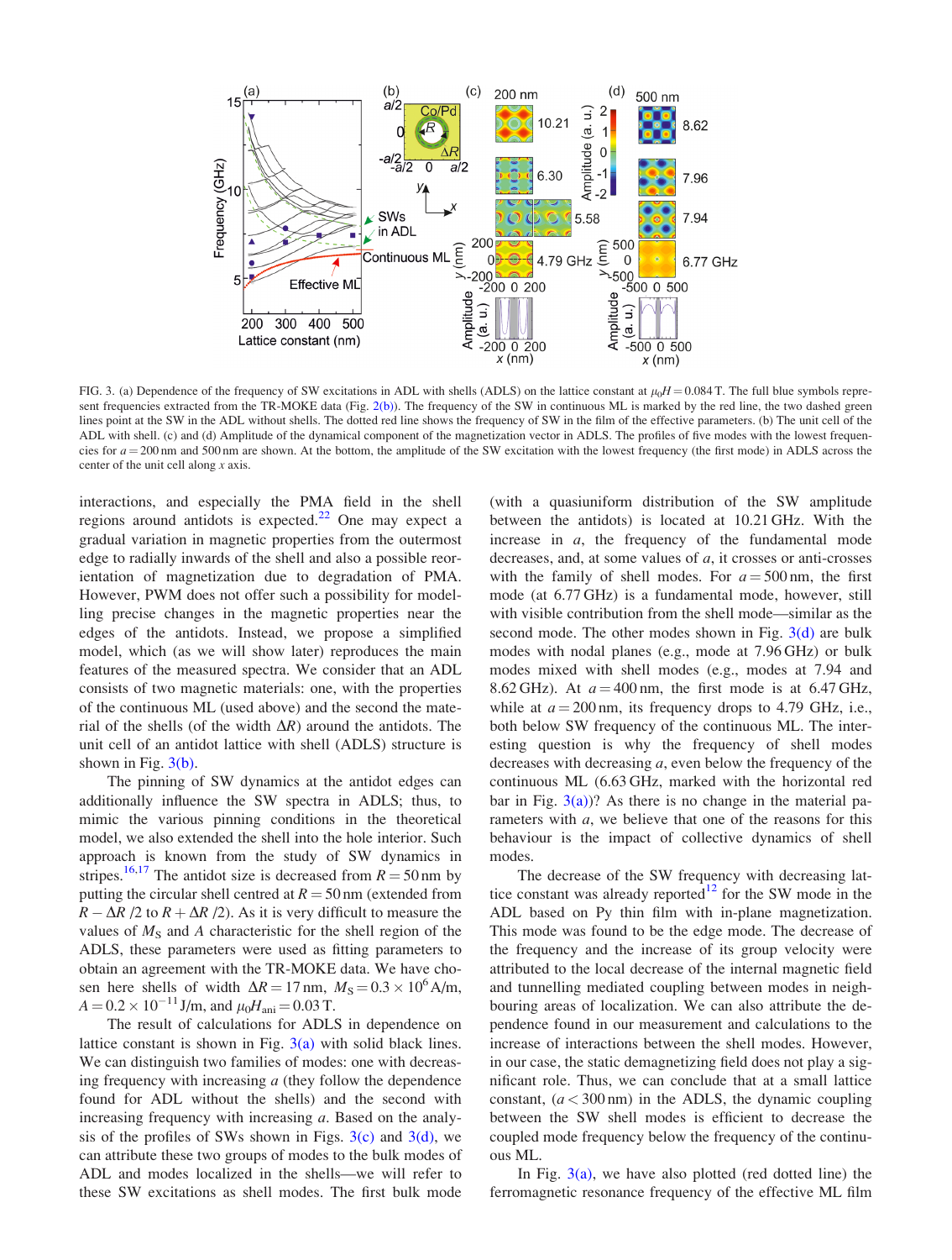FIG. 3. (a) Dependence of the frequency of SW excitations in ADL with shells (ADLS) on the lattice constant at $\mu_0 H = 0.084$ T. The full blue symbols represent frequencies extracted from the TR-MOKE data (Fig. 2(b)). The frequency of the SW in continuous ML is marked by the red line, the two dashed green lines point at the SW in the ADL without shells. The dotted red line shows the frequency of SW in the film of the effective parameters. (b) The unit cell of the ADL with shell. (c) and (d) Amplitude of the dynamical component of the magnetization vector in ADLS. The profiles of five modes with the lowest frequencies for $a = 200$ nm and 500 nm are shown. At the bottom, the amplitude of the SW excitation with the lowest frequency (the first mode) in ADLS across the center of the unit cell along $x$ axis.

interactions, and especially the PMA field in the shell regions around antidots is expected.[22] One may expect a gradual variation in magnetic properties from the outermost edge to radially inwards of the shell and also a possible reorientation of magnetization due to degradation of PMA. However, PWM does not offer such a possibility for modelling precise changes in the magnetic properties near the edges of the antidots. Instead, we propose a simplified model, which (as we will show later) reproduces the main features of the measured spectra. We consider that an ADL consists of two magnetic materials: one, with the properties of the continuous ML (used above) and the second the material of the shells (of the width $\Delta R$) around the antidots. The unit cell of an antidot lattice with shell (ADLS) structure is shown in Fig. 3(b).

The pinning of SW dynamics at the antidot edges can additionally influence the SW spectra in ADLS; thus, to mimic the various pinning conditions in the theoretical model, we also extended the shell into the hole interior. Such approach is known from the study of SW dynamics in stripes.[16,17] The antidot size is decreased from $R = 50$ nm by putting the circular shell centred at $R = 50$ nm (extended from $R - \Delta R/2$ to $R + \Delta R/2$). As it is very difficult to measure the values of $M_S$ and $A$ characteristic for the shell region of the ADLS, these parameters were used as fitting parameters to obtain an agreement with the TR-MOKE data. We have chosen here shells of width $\Delta R = 17$ nm, $M_S = 0.3 \times 10^6$ A/m, $A = 0.2 \times 10^{-11}$ J/m, and $\mu_0 H_{ani} = 0.03$ T.

The result of calculations for ADLS in dependence on lattice constant is shown in Fig. 3(a) with solid black lines. We can distinguish two families of modes: one with decreasing frequency with increasing $a$ (they follow the dependence found for ADL without the shells) and the second with increasing frequency with increasing $a$. Based on the analysis of the profiles of SWs shown in Figs. 3(c) and 3(d), we can attribute these two groups of modes to the bulk modes of ADL and modes localized in the shells—we will refer to these SW excitations as shell modes. The first bulk mode (with a quasiuniform distribution of the SW amplitude between the antidots) is located at 10.21 GHz. With the increase in $a$, the frequency of the fundamental mode decreases, and, at some values of $a$, it crosses or anti-crosses with the family of shell modes. For $a = 500$ nm, the first mode (at 6.77 GHz) is a fundamental mode, however, still with visible contribution from the shell mode—similar as the second mode. The other modes shown in Fig. 3(d) are bulk modes with nodal planes (e.g., mode at 7.96 GHz) or bulk modes mixed with shell modes (e.g., modes at 7.94 and 8.62 GHz). At $a = 400$ nm, the first mode is at 6.47 GHz, while at $a = 200$ nm, its frequency drops to 4.79 GHz, i.e., both below SW frequency of the continuous ML. The interesting question is why the frequency of shell modes decreases with decreasing $a$, even below the frequency of the continuous ML (6.63 GHz, marked with the horizontal red bar in Fig. 3(a))? As there is no change in the material parameters with $a$, we believe that one of the reasons for this behaviour is the impact of collective dynamics of shell modes.

The decrease of the SW frequency with decreasing lattice constant was already reported[12] for the SW mode in the ADL based on Py thin film with in-plane magnetization. This mode was found to be the edge mode. The decrease of the frequency and the increase of its group velocity were attributed to the local decrease of the internal magnetic field and tunnelling mediated coupling between modes in neighbouring areas of localization. We can also attribute the dependence found in our measurement and calculations to the increase of interactions between the shell modes. However, in our case, the static demagnetizing field does not play a significant role. Thus, we can conclude that at a small lattice constant, ($a < 300$ nm) in the ADLS, the dynamic coupling between the SW shell modes is efficient to decrease the coupled mode frequency below the frequency of the continuous ML.

In Fig. 3(a), we have also plotted (red dotted line) the ferromagnetic resonance frequency of the effective ML film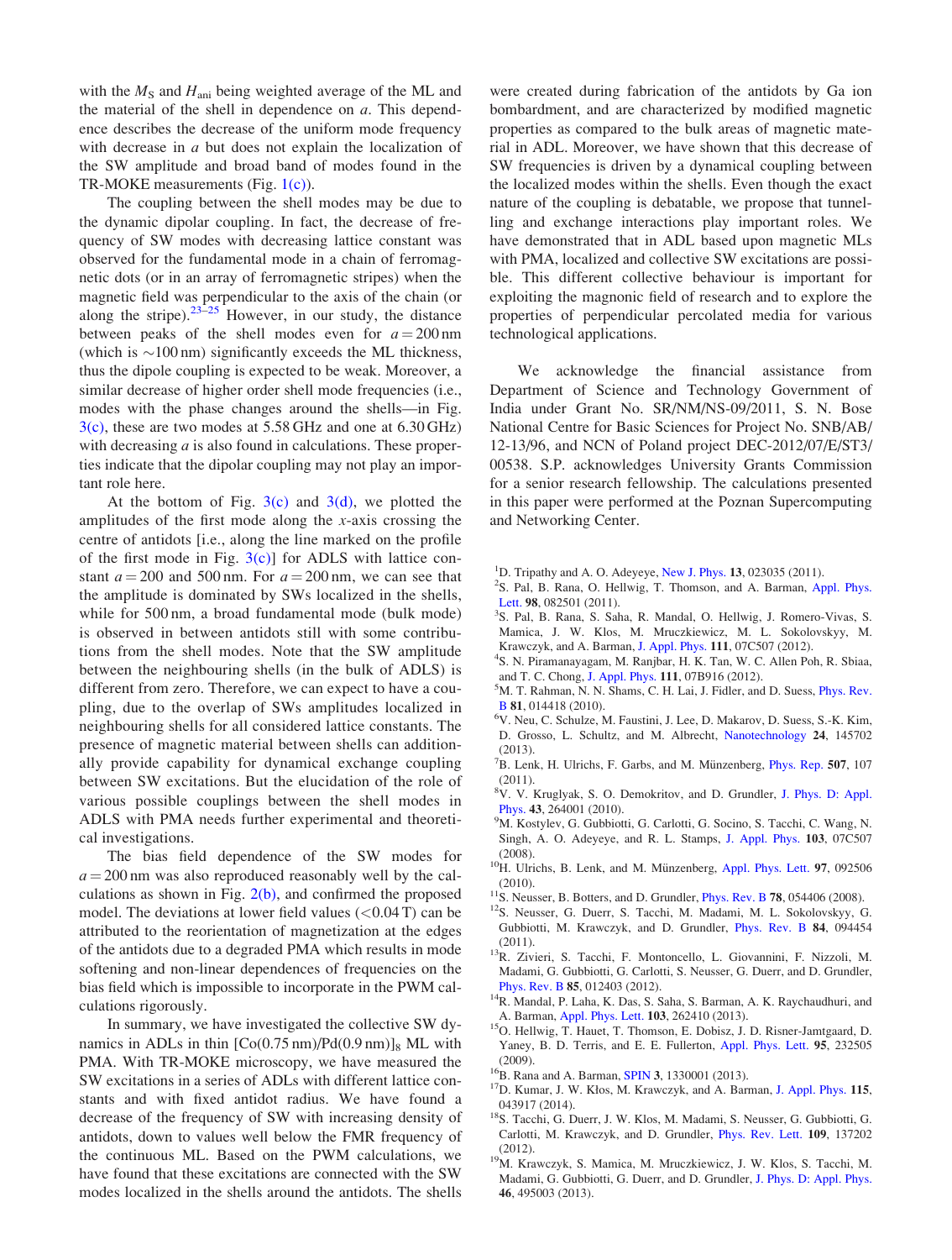with the $M_S$ and $H_{ani}$ being weighted average of the ML and the material of the shell in dependence on $a$. This dependence describes the decrease of the uniform mode frequency with decrease in $a$ but does not explain the localization of the SW amplitude and broad band of modes found in the TR-MOKE measurements (Fig. 1(c)).

The coupling between the shell modes may be due to the dynamic dipolar coupling. In fact, the decrease of frequency of SW modes with decreasing lattice constant was observed for the fundamental mode in a chain of ferromagnetic dots (or in an array of ferromagnetic stripes) when the magnetic field was perpendicular to the axis of the chain (or along the stripe).[23–25] However, in our study, the distance between peaks of the shell modes even for $a = 200$ nm (which is ∼100 nm) significantly exceeds the ML thickness, thus the dipole coupling is expected to be weak. Moreover, a similar decrease of higher order shell mode frequencies (i.e., modes with the phase changes around the shells—in Fig. 3(c), these are two modes at 5.58 GHz and one at 6.30 GHz) with decreasing $a$ is also found in calculations. These properties indicate that the dipolar coupling may not play an important role here.

At the bottom of Fig. 3(c) and 3(d), we plotted the amplitudes of the first mode along the $x$-axis crossing the centre of antidots [i.e., along the line marked on the profile of the first mode in Fig. 3(c)] for ADLS with lattice constant $a = 200$ and 500 nm. For $a = 200$ nm, we can see that the amplitude is dominated by SWs localized in the shells, while for 500 nm, a broad fundamental mode (bulk mode) is observed in between antidots still with some contributions from the shell modes. Note that the SW amplitude between the neighbouring shells (in the bulk of ADLS) is different from zero. Therefore, we can expect to have a coupling, due to the overlap of SWs amplitudes localized in neighbouring shells for all considered lattice constants. The presence of magnetic material between shells can additionally provide capability for dynamical exchange coupling between SW excitations. But the elucidation of the role of various possible couplings between the shell modes in ADLS with PMA needs further experimental and theoretical investigations.

The bias field dependence of the SW modes for $a = 200$ nm was also reproduced reasonably well by the calculations as shown in Fig. 2(b), and confirmed the proposed model. The deviations at lower field values (<0.04 T) can be attributed to the reorientation of magnetization at the edges of the antidots due to a degraded PMA which results in mode softening and non-linear dependences of frequencies on the bias field which is impossible to incorporate in the PWM calculations rigorously.

In summary, we have investigated the collective SW dynamics in ADLs in thin $[\mathrm{Co}(0.75\,\mathrm{nm})/\mathrm{Pd}(0.9\,\mathrm{nm})]_8$ ML with PMA. With TR-MOKE microscopy, we have measured the SW excitations in a series of ADLs with different lattice constants and with fixed antidot radius. We have found a decrease of the frequency of SW with increasing density of antidots, down to values well below the FMR frequency of the continuous ML. Based on the PWM calculations, we have found that these excitations are connected with the SW modes localized in the shells around the antidots. The shells were created during fabrication of the antidots by Ga ion bombardment, and are characterized by modified magnetic properties as compared to the bulk areas of magnetic material in ADL. Moreover, we have shown that this decrease of SW frequencies is driven by a dynamical coupling between the localized modes within the shells. Even though the exact nature of the coupling is debatable, we propose that tunnelling and exchange interactions play important roles. We have demonstrated that in ADL based upon magnetic MLs with PMA, localized and collective SW excitations are possible. This different collective behaviour is important for exploiting the magnonic field of research and to explore the properties of perpendicular percolated media for various technological applications.

We acknowledge the financial assistance from Department of Science and Technology Government of India under Grant No. SR/NM/NS-09/2011, S. N. Bose National Centre for Basic Sciences for Project No. SNB/AB/12-13/96, and NCN of Poland project DEC-2012/07/E/ST3/00538. S.P. acknowledges University Grants Commission for a senior research fellowship. The calculations presented in this paper were performed at the Poznan Supercomputing and Networking Center.

[1] D. Tripathy and A. O. Adeyeye, New J. Phys. **13**, 023035 (2011).
[2] S. Pal, B. Rana, O. Hellwig, T. Thomson, and A. Barman, Appl. Phys. Lett. **98**, 082501 (2011).
[3] S. Pal, B. Rana, S. Saha, R. Mandal, O. Hellwig, J. Romero-Vivas, S. Mamica, J. W. Klos, M. Mruczkiewicz, M. L. Sokolovskyy, M. Krawczyk, and A. Barman, J. Appl. Phys. **111**, 07C507 (2012).
[4] S. N. Piramanayagam, M. Ranjbar, H. K. Tan, W. C. Allen Poh, R. Sbiaa, and T. C. Chong, J. Appl. Phys. **111**, 07B916 (2012).
[5] M. T. Rahman, N. N. Shams, C. H. Lai, J. Fidler, and D. Suess, Phys. Rev. B **81**, 014418 (2010).
[6] V. Neu, C. Schulze, M. Faustini, J. Lee, D. Makarov, D. Suess, S.-K. Kim, D. Grosso, L. Schultz, and M. Albrecht, Nanotechnology **24**, 145702 (2013).
[7] B. Lenk, H. Ulrichs, F. Garbs, and M. Münzenberg, Phys. Rep. **507**, 107 (2011).
[8] V. V. Kruglyak, S. O. Demokritov, and D. Grundler, J. Phys. D: Appl. Phys. **43**, 264001 (2010).
[9] M. Kostylev, G. Gubbiotti, G. Carlotti, G. Socino, S. Tacchi, C. Wang, N. Singh, A. O. Adeyeye, and R. L. Stamps, J. Appl. Phys. **103**, 07C507 (2008).
[10] H. Ulrichs, B. Lenk, and M. Münzenberg, Appl. Phys. Lett. **97**, 092506 (2010).
[11] S. Neusser, B. Botters, and D. Grundler, Phys. Rev. B **78**, 054406 (2008).
[12] S. Neusser, G. Duerr, S. Tacchi, M. Madami, M. L. Sokolovskyy, G. Gubbiotti, M. Krawczyk, and D. Grundler, Phys. Rev. B **84**, 094454 (2011).
[13] R. Zivieri, S. Tacchi, F. Montoncello, L. Giovannini, F. Nizzoli, M. Madami, G. Gubbiotti, G. Carlotti, S. Neusser, G. Duerr, and D. Grundler, Phys. Rev. B **85**, 012403 (2012).
[14] R. Mandal, P. Laha, K. Das, S. Saha, S. Barman, A. K. Raychaudhuri, and A. Barman, Appl. Phys. Lett. **103**, 262410 (2013).
[15] O. Hellwig, T. Hauet, T. Thomson, E. Dobisz, J. D. Risner-Jamtgaard, D. Yaney, B. D. Terris, and E. E. Fullerton, Appl. Phys. Lett. **95**, 232505 (2009).
[16] B. Rana and A. Barman, SPIN **3**, 1330001 (2013).
[17] D. Kumar, J. W. Kłos, M. Krawczyk, and A. Barman, J. Appl. Phys. **115**, 043917 (2014).
[18] S. Tacchi, G. Duerr, J. W. Klos, M. Madami, S. Neusser, G. Gubbiotti, G. Carlotti, M. Krawczyk, and D. Grundler, Phys. Rev. Lett. **109**, 137202 (2012).
[19] M. Krawczyk, S. Mamica, M. Mruczkiewicz, J. W. Klos, S. Tacchi, M. Madami, G. Gubbiotti, G. Duerr, and D. Grundler, J. Phys. D: Appl. Phys. **46**, 495003 (2013).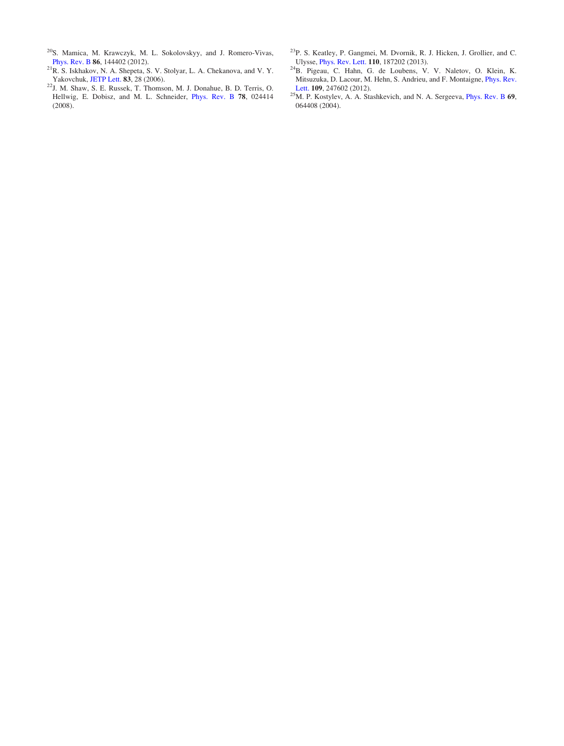[20] S. Mamica, M. Krawczyk, M. L. Sokolovskyy, and J. Romero-Vivas, Phys. Rev. B **86**, 144402 (2012).

[21] R. S. Iskhakov, N. A. Shepeta, S. V. Stolyar, L. A. Chekanova, and V. Y. Yakovchuk, JETP Lett. **83**, 28 (2006).

[22] J. M. Shaw, S. E. Russek, T. Thomson, M. J. Donahue, B. D. Terris, O. Hellwig, E. Dobisz, and M. L. Schneider, Phys. Rev. B **78**, 024414 (2008).

[23] P. S. Keatley, P. Gangmei, M. Dvornik, R. J. Hicken, J. Grollier, and C. Ulysse, Phys. Rev. Lett. **110**, 187202 (2013).

[24] B. Pigeau, C. Hahn, G. de Loubens, V. V. Naletov, O. Klein, K. Mitsuzuka, D. Lacour, M. Hehn, S. Andrieu, and F. Montaigne, Phys. Rev. Lett. **109**, 247602 (2012).

[25] M. P. Kostylev, A. A. Stashkevich, and N. A. Sergeeva, Phys. Rev. B **69**, 064408 (2004).